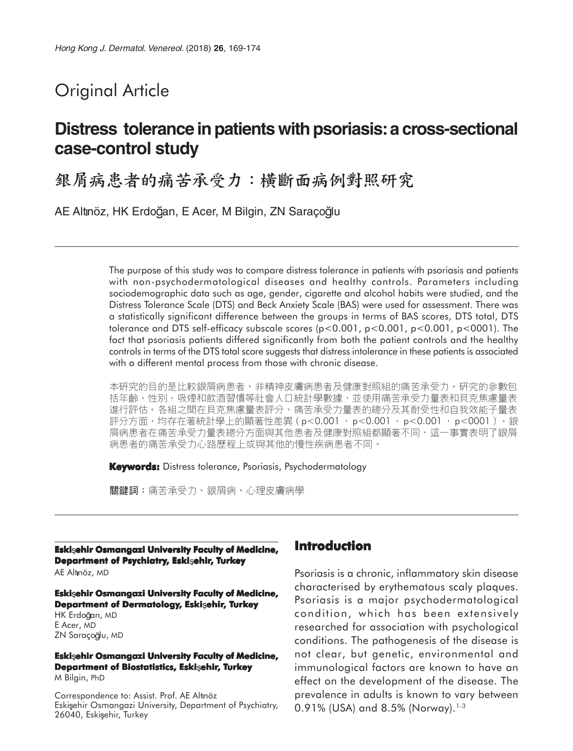Original Article

# Distress tolerance in patients with psoriasis: a cross-sectional case-control study

# 銀屑病患者的痛苦承受力：橫斷面病例對照研究

AE Altınöz, HK Erdoğan, E Acer, M Bilgin, ZN Saraçoğlu

The purpose of this study was to compare distress tolerance in patients with psoriasis and patients with non-psychodermatological diseases and healthy controls. Parameters including sociodemographic data such as age, gender, cigarette and alcohol habits were studied, and the Distress Tolerance Scale (DTS) and Beck Anxiety Scale (BAS) were used for assessment. There was a statistically significant difference between the groups in terms of BAS scores, DTS total, DTS tolerance and DTS self-efficacy subscale scores ($p<0.001$, $p<0.001$, $p<0.001$, $p<0001$). The fact that psoriasis patients differed significantly from both the patient controls and the healthy controls in terms of the DTS total score suggests that distress intolerance in these patients is associated with a different mental process from those with chronic disease.

本研究的目的是比較銀屑病患者、非精神皮膚病患者及健康對照組的痛苦承受力。研究的參數包括年齡、性別、吸煙和飲酒習慣等社會人口統計學數據，並使用痛苦承受力量表和貝克焦慮量表進行評估。各組之間在貝克焦慮量表評分、痛苦承受力量表的總分及其耐受性和自我效能子量表評分方面，均存在著統計學上的顯著性差異（$p<0.001$，$p<0.001$，$p<0.001$，$p<0001$）。銀屑病患者在痛苦承受力量表總分方面與其他患者及健康對照組都顯著不同，這一事實表明了銀屑病患者的痛苦承受力心路歷程上或與其他的慢性疾病患者不同。

**Keywords:** Distress tolerance, Psoriasis, Psychodermatology

**關鍵詞：**痛苦承受力、銀屑病、心理皮膚病學

**Eskişehir Osmangazi University Faculty of Medicine, Department of Psychiatry, Eskişehir, Turkey**
AE Altınöz, MD

**Eskişehir Osmangazi University Faculty of Medicine, Department of Dermatology, Eskişehir, Turkey**
HK Erdoğan, MD
E Acer, MD
ZN Saraçoğlu, MD

**Eskişehir Osmangazi University Faculty of Medicine, Department of Biostatistics, Eskişehir, Turkey**
M Bilgin, PhD

Correspondence to: Assist. Prof. AE Altınöz
Eskişehir Osmangazi University, Department of Psychiatry, 26040, Eskişehir, Turkey

## Introduction

Psoriasis is a chronic, inflammatory skin disease characterised by erythematous scaly plaques. Psoriasis is a major psychodermatological condition, which has been extensively researched for association with psychological conditions. The pathogenesis of the disease is not clear, but genetic, environmental and immunological factors are known to have an effect on the development of the disease. The prevalence in adults is known to vary between 0.91% (USA) and 8.5% (Norway).[1-3]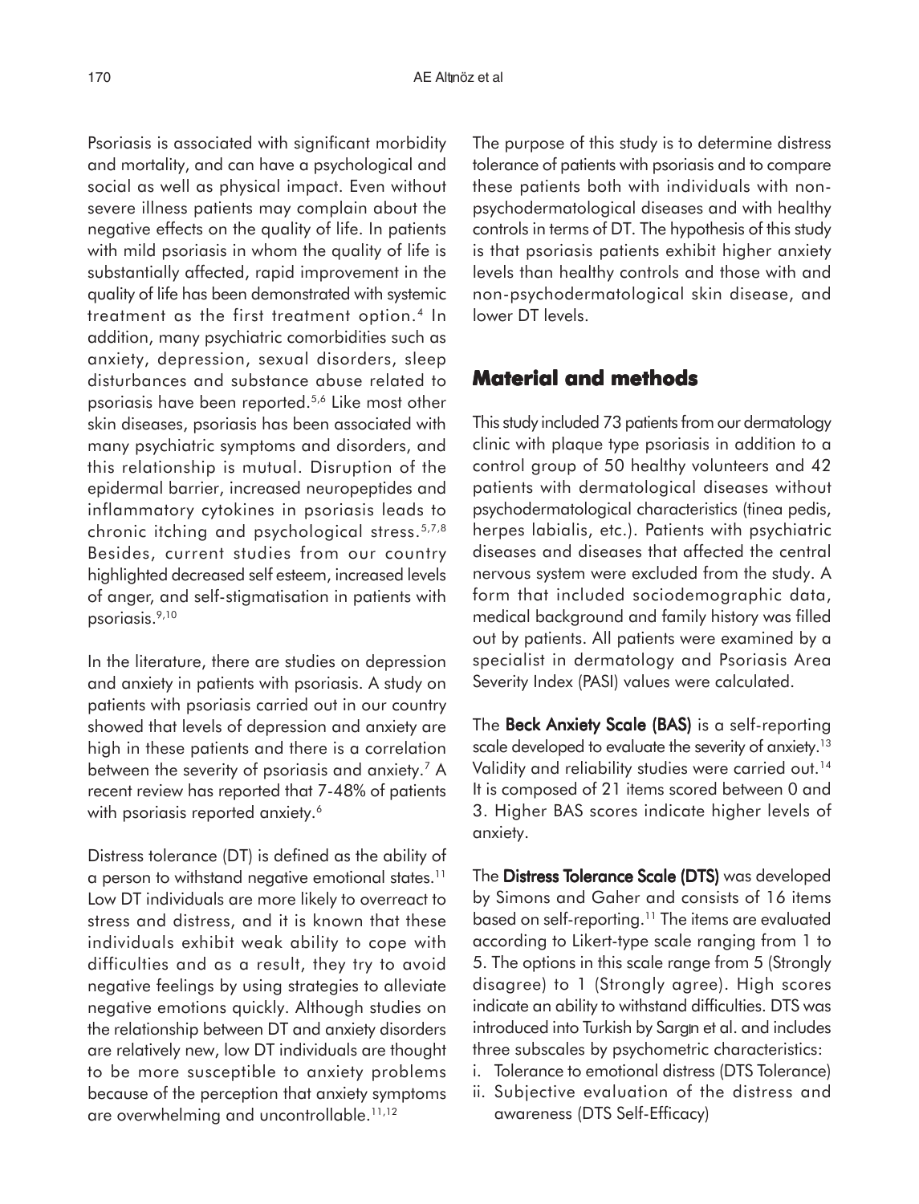Psoriasis is associated with significant morbidity and mortality, and can have a psychological and social as well as physical impact. Even without severe illness patients may complain about the negative effects on the quality of life. In patients with mild psoriasis in whom the quality of life is substantially affected, rapid improvement in the quality of life has been demonstrated with systemic treatment as the first treatment option.[4] In addition, many psychiatric comorbidities such as anxiety, depression, sexual disorders, sleep disturbances and substance abuse related to psoriasis have been reported.[5,6] Like most other skin diseases, psoriasis has been associated with many psychiatric symptoms and disorders, and this relationship is mutual. Disruption of the epidermal barrier, increased neuropeptides and inflammatory cytokines in psoriasis leads to chronic itching and psychological stress.[5,7,8] Besides, current studies from our country highlighted decreased self esteem, increased levels of anger, and self-stigmatisation in patients with psoriasis.[9,10]

In the literature, there are studies on depression and anxiety in patients with psoriasis. A study on patients with psoriasis carried out in our country showed that levels of depression and anxiety are high in these patients and there is a correlation between the severity of psoriasis and anxiety.[7] A recent review has reported that 7-48% of patients with psoriasis reported anxiety.[6]

Distress tolerance (DT) is defined as the ability of a person to withstand negative emotional states.[11] Low DT individuals are more likely to overreact to stress and distress, and it is known that these individuals exhibit weak ability to cope with difficulties and as a result, they try to avoid negative feelings by using strategies to alleviate negative emotions quickly. Although studies on the relationship between DT and anxiety disorders are relatively new, low DT individuals are thought to be more susceptible to anxiety problems because of the perception that anxiety symptoms are overwhelming and uncontrollable.[11,12]

The purpose of this study is to determine distress tolerance of patients with psoriasis and to compare these patients both with individuals with non-psychodermatological diseases and with healthy controls in terms of DT. The hypothesis of this study is that psoriasis patients exhibit higher anxiety levels than healthy controls and those with and non-psychodermatological skin disease, and lower DT levels.

## Material and methods

This study included 73 patients from our dermatology clinic with plaque type psoriasis in addition to a control group of 50 healthy volunteers and 42 patients with dermatological diseases without psychodermatological characteristics (tinea pedis, herpes labialis, etc.). Patients with psychiatric diseases and diseases that affected the central nervous system were excluded from the study. A form that included sociodemographic data, medical background and family history was filled out by patients. All patients were examined by a specialist in dermatology and Psoriasis Area Severity Index (PASI) values were calculated.

The **Beck Anxiety Scale (BAS)** is a self-reporting scale developed to evaluate the severity of anxiety.[13] Validity and reliability studies were carried out.[14] It is composed of 21 items scored between 0 and 3. Higher BAS scores indicate higher levels of anxiety.

The **Distress Tolerance Scale (DTS)** was developed by Simons and Gaher and consists of 16 items based on self-reporting.[11] The items are evaluated according to Likert-type scale ranging from 1 to 5. The options in this scale range from 5 (Strongly disagree) to 1 (Strongly agree). High scores indicate an ability to withstand difficulties. DTS was introduced into Turkish by Sargın et al. and includes three subscales by psychometric characteristics:

i. Tolerance to emotional distress (DTS Tolerance)
ii. Subjective evaluation of the distress and awareness (DTS Self-Efficacy)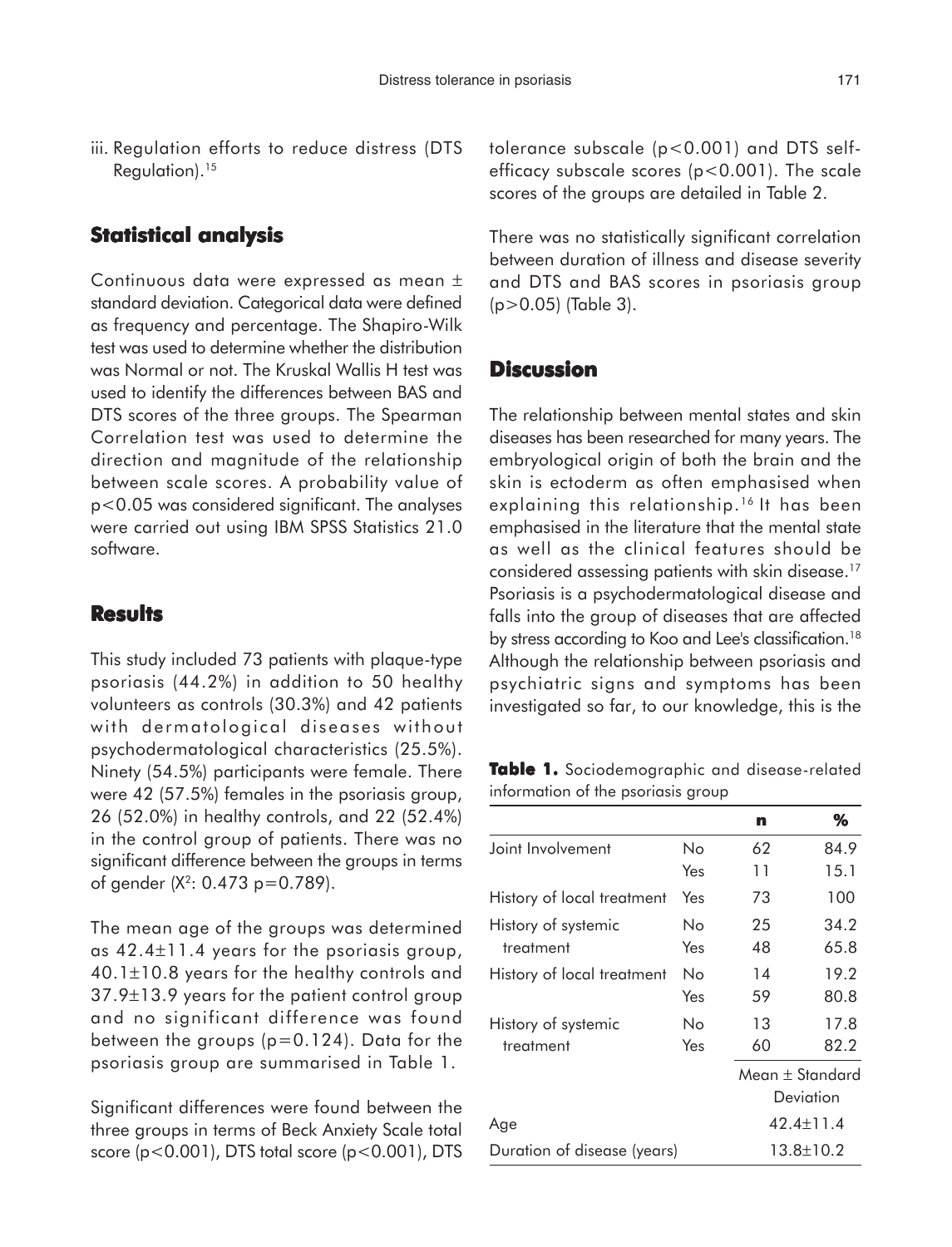iii. Regulation efforts to reduce distress (DTS Regulation).[15]

## Statistical analysis

Continuous data were expressed as mean ± standard deviation. Categorical data were defined as frequency and percentage. The Shapiro-Wilk test was used to determine whether the distribution was Normal or not. The Kruskal Wallis H test was used to identify the differences between BAS and DTS scores of the three groups. The Spearman Correlation test was used to determine the direction and magnitude of the relationship between scale scores. A probability value of $p<0.05$ was considered significant. The analyses were carried out using IBM SPSS Statistics 21.0 software.

## Results

This study included 73 patients with plaque-type psoriasis (44.2%) in addition to 50 healthy volunteers as controls (30.3%) and 42 patients with dermatological diseases without psychodermatological characteristics (25.5%). Ninety (54.5%) participants were female. There were 42 (57.5%) females in the psoriasis group, 26 (52.0%) in healthy controls, and 22 (52.4%) in the control group of patients. There was no significant difference between the groups in terms of gender ($X^2$: 0.473 $p=0.789$).

The mean age of the groups was determined as 42.4±11.4 years for the psoriasis group, 40.1±10.8 years for the healthy controls and 37.9±13.9 years for the patient control group and no significant difference was found between the groups ($p=0.124$). Data for the psoriasis group are summarised in Table 1.

Significant differences were found between the three groups in terms of Beck Anxiety Scale total score ($p<0.001$), DTS total score ($p<0.001$), DTS tolerance subscale ($p<0.001$) and DTS self-efficacy subscale scores ($p<0.001$). The scale scores of the groups are detailed in Table 2.

There was no statistically significant correlation between duration of illness and disease severity and DTS and BAS scores in psoriasis group ($p>0.05$) (Table 3).

## Discussion

The relationship between mental states and skin diseases has been researched for many years. The embryological origin of both the brain and the skin is ectoderm as often emphasised when explaining this relationship.[16] It has been emphasised in the literature that the mental state as well as the clinical features should be considered assessing patients with skin disease.[17] Psoriasis is a psychodermatological disease and falls into the group of diseases that are affected by stress according to Koo and Lee's classification.[18] Although the relationship between psoriasis and psychiatric signs and symptoms has been investigated so far, to our knowledge, this is the

**Table 1.** Sociodemographic and disease-related information of the psoriasis group

| | | n | % |
|---|---|---|---|
| Joint Involvement | No | 62 | 84.9 |
| | Yes | 11 | 15.1 |
| History of local treatment | Yes | 73 | 100 |
| History of systemic treatment | No | 25 | 34.2 |
| | Yes | 48 | 65.8 |
| History of local treatment | No | 14 | 19.2 |
| | Yes | 59 | 80.8 |
| History of systemic treatment | No | 13 | 17.8 |
| | Yes | 60 | 82.2 |
| | | Mean ± Standard Deviation | |
| Age | | 42.4±11.4 | |
| Duration of disease (years) | | 13.8±10.2 | |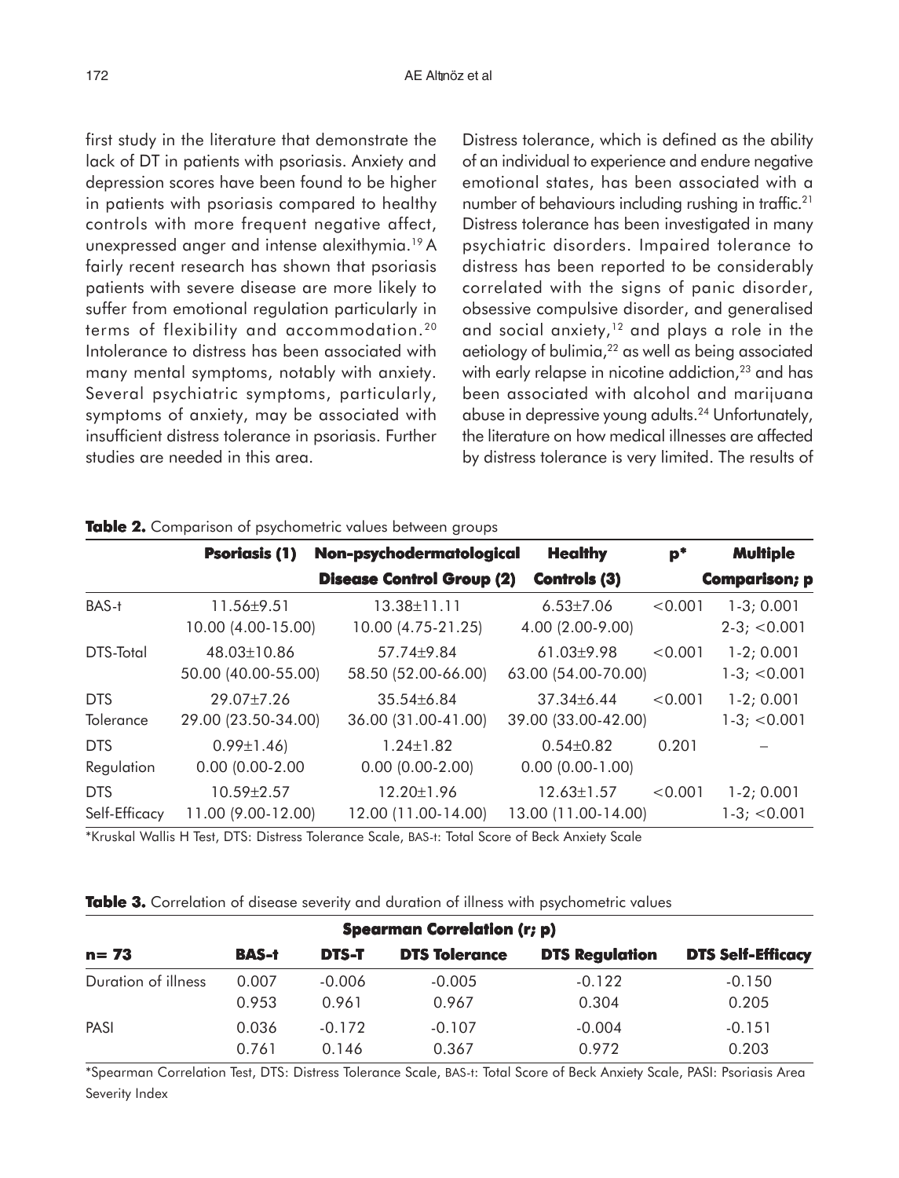first study in the literature that demonstrate the lack of DT in patients with psoriasis. Anxiety and depression scores have been found to be higher in patients with psoriasis compared to healthy controls with more frequent negative affect, unexpressed anger and intense alexithymia.[19] A fairly recent research has shown that psoriasis patients with severe disease are more likely to suffer from emotional regulation particularly in terms of flexibility and accommodation.[20] Intolerance to distress has been associated with many mental symptoms, notably with anxiety. Several psychiatric symptoms, particularly, symptoms of anxiety, may be associated with insufficient distress tolerance in psoriasis. Further studies are needed in this area.

Distress tolerance, which is defined as the ability of an individual to experience and endure negative emotional states, has been associated with a number of behaviours including rushing in traffic.[21] Distress tolerance has been investigated in many psychiatric disorders. Impaired tolerance to distress has been reported to be considerably correlated with the signs of panic disorder, obsessive compulsive disorder, and generalised and social anxiety,[12] and plays a role in the aetiology of bulimia,[22] as well as being associated with early relapse in nicotine addiction,[23] and has been associated with alcohol and marijuana abuse in depressive young adults.[24] Unfortunately, the literature on how medical illnesses are affected by distress tolerance is very limited. The results of

**Table 2.** Comparison of psychometric values between groups

| | Psoriasis (1) | Non-psychodermatological Disease Control Group (2) | Healthy Controls (3) | p* | Multiple Comparison; p |
|---|---|---|---|---|---|
| BAS-t | 11.56±9.51<br>10.00 (4.00-15.00) | 13.38±11.11<br>10.00 (4.75-21.25) | 6.53±7.06<br>4.00 (2.00-9.00) | <0.001 | 1-3; 0.001<br>2-3; <0.001 |
| DTS-Total | 48.03±10.86<br>50.00 (40.00-55.00) | 57.74±9.84<br>58.50 (52.00-66.00) | 61.03±9.98<br>63.00 (54.00-70.00) | <0.001 | 1-2; 0.001<br>1-3; <0.001 |
| DTS Tolerance | 29.07±7.26<br>29.00 (23.50-34.00) | 35.54±6.84<br>36.00 (31.00-41.00) | 37.34±6.44<br>39.00 (33.00-42.00) | <0.001 | 1-2; 0.001<br>1-3; <0.001 |
| DTS Regulation | 0.99±1.46)<br>0.00 (0.00-2.00 | 1.24±1.82<br>0.00 (0.00-2.00) | 0.54±0.82<br>0.00 (0.00-1.00) | 0.201 | – |
| DTS Self-Efficacy | 10.59±2.57<br>11.00 (9.00-12.00) | 12.20±1.96<br>12.00 (11.00-14.00) | 12.63±1.57<br>13.00 (11.00-14.00) | <0.001 | 1-2; 0.001<br>1-3; <0.001 |

*Kruskal Wallis H Test, DTS: Distress Tolerance Scale, BAS-t: Total Score of Beck Anxiety Scale

**Table 3.** Correlation of disease severity and duration of illness with psychometric values

| | Spearman Correlation (r; p) | | | | |
|---|---|---|---|---|---|
| n= 73 | BAS-t | DTS-T | DTS Tolerance | DTS Regulation | DTS Self-Efficacy |
| Duration of illness | 0.007<br>0.953 | -0.006<br>0.961 | -0.005<br>0.967 | -0.122<br>0.304 | -0.150<br>0.205 |
| PASI | 0.036<br>0.761 | -0.172<br>0.146 | -0.107<br>0.367 | -0.004<br>0.972 | -0.151<br>0.203 |

*Spearman Correlation Test, DTS: Distress Tolerance Scale, BAS-t: Total Score of Beck Anxiety Scale, PASI: Psoriasis Area Severity Index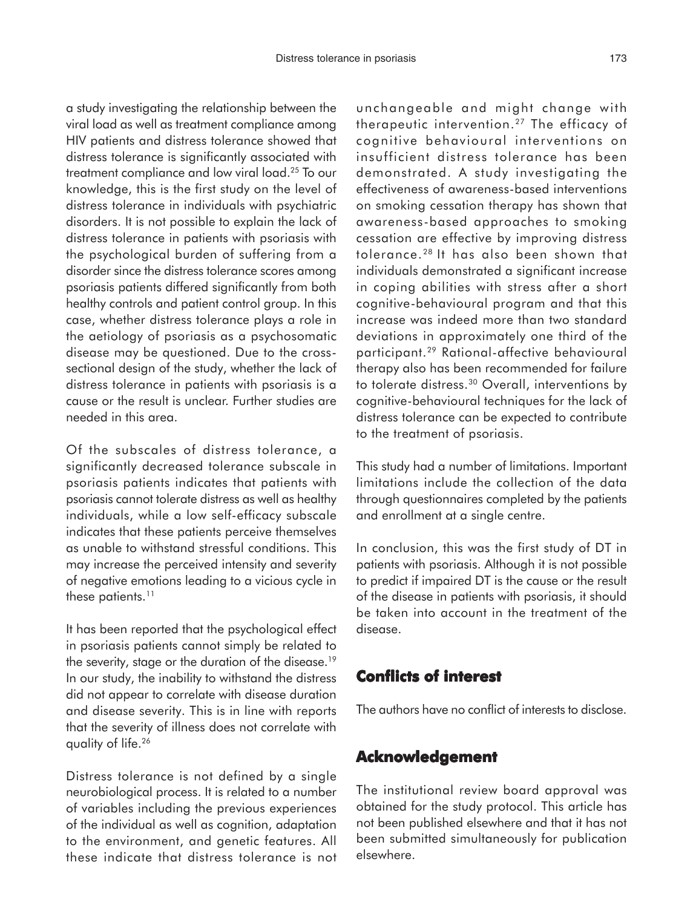a study investigating the relationship between the viral load as well as treatment compliance among HIV patients and distress tolerance showed that distress tolerance is significantly associated with treatment compliance and low viral load.[25] To our knowledge, this is the first study on the level of distress tolerance in individuals with psychiatric disorders. It is not possible to explain the lack of distress tolerance in patients with psoriasis with the psychological burden of suffering from a disorder since the distress tolerance scores among psoriasis patients differed significantly from both healthy controls and patient control group. In this case, whether distress tolerance plays a role in the aetiology of psoriasis as a psychosomatic disease may be questioned. Due to the cross-sectional design of the study, whether the lack of distress tolerance in patients with psoriasis is a cause or the result is unclear. Further studies are needed in this area.

Of the subscales of distress tolerance, a significantly decreased tolerance subscale in psoriasis patients indicates that patients with psoriasis cannot tolerate distress as well as healthy individuals, while a low self-efficacy subscale indicates that these patients perceive themselves as unable to withstand stressful conditions. This may increase the perceived intensity and severity of negative emotions leading to a vicious cycle in these patients.[11]

It has been reported that the psychological effect in psoriasis patients cannot simply be related to the severity, stage or the duration of the disease.[19] In our study, the inability to withstand the distress did not appear to correlate with disease duration and disease severity. This is in line with reports that the severity of illness does not correlate with quality of life.[26]

Distress tolerance is not defined by a single neurobiological process. It is related to a number of variables including the previous experiences of the individual as well as cognition, adaptation to the environment, and genetic features. All these indicate that distress tolerance is not unchangeable and might change with therapeutic intervention.[27] The efficacy of cognitive behavioural interventions on insufficient distress tolerance has been demonstrated. A study investigating the effectiveness of awareness-based interventions on smoking cessation therapy has shown that awareness-based approaches to smoking cessation are effective by improving distress tolerance.[28] It has also been shown that individuals demonstrated a significant increase in coping abilities with stress after a short cognitive-behavioural program and that this increase was indeed more than two standard deviations in approximately one third of the participant.[29] Rational-affective behavioural therapy also has been recommended for failure to tolerate distress.[30] Overall, interventions by cognitive-behavioural techniques for the lack of distress tolerance can be expected to contribute to the treatment of psoriasis.

This study had a number of limitations. Important limitations include the collection of the data through questionnaires completed by the patients and enrollment at a single centre.

In conclusion, this was the first study of DT in patients with psoriasis. Although it is not possible to predict if impaired DT is the cause or the result of the disease in patients with psoriasis, it should be taken into account in the treatment of the disease.

## Conflicts of interest

The authors have no conflict of interests to disclose.

## Acknowledgement

The institutional review board approval was obtained for the study protocol. This article has not been published elsewhere and that it has not been submitted simultaneously for publication elsewhere.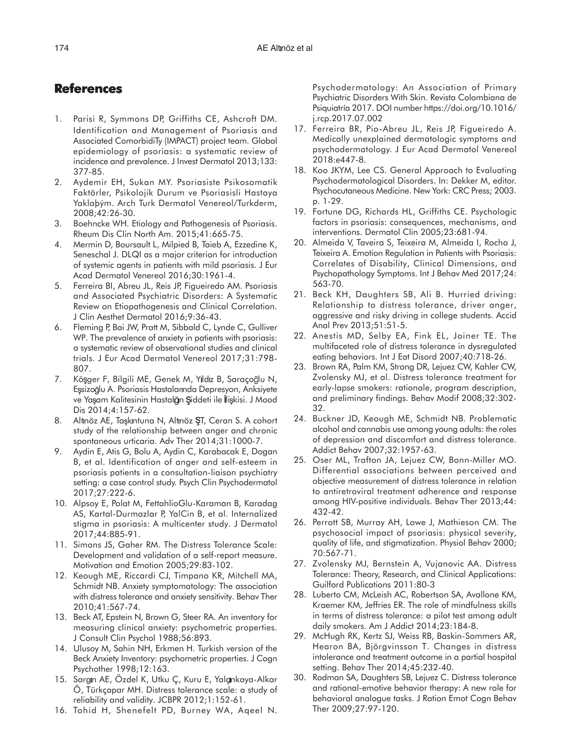## References

1. Parisi R, Symmons DP, Griffiths CE, Ashcroft DM. Identification and Management of Psoriasis and Associated ComorbidiTy (IMPACT) project team. Global epidemiology of psoriasis: a systematic review of incidence and prevalence. J Invest Dermatol 2013;133: 377-85.
2. Aydemir EH, Sukan MY. Psoriasiste Psikosomatik Faktörler, Psikolojik Durum ve Psoriasisli Hastaya Yaklaþým. Arch Turk Dermatol Venereol/Turkderm, 2008;42:26-30.
3. Boehncke WH. Etiology and Pathogenesis of Psoriasis. Rheum Dis Clin North Am. 2015;41:665-75.
4. Mermin D, Boursault L, Milpied B, Taieb A, Ezzedine K, Seneschal J. DLQI as a major criterion for introduction of systemic agents in patients with mild psoriasis. J Eur Acad Dermatol Venereol 2016;30:1961-4.
5. Ferreira BI, Abreu JL, Reis JP, Figueiredo AM. Psoriasis and Associated Psychiatric Disorders: A Systematic Review on Etiopathogenesis and Clinical Correlation. J Clin Aesthet Dermatol 2016;9:36-43.
6. Fleming P, Bai JW, Pratt M, Sibbald C, Lynde C, Gulliver WP. The prevalence of anxiety in patients with psoriasis: a systematic review of observational studies and clinical trials. J Eur Acad Dermatol Venereol 2017;31:798-807.
7. Köşger F, Bilgili ME, Genek M, Yıldız B, Saraçoğlu N, Eşsizoğlu A. Psoriasis Hastalarında Depresyon, Anksiyete ve Yaşam Kalitesinin Hastalığın Şiddeti ile İlişkisi. J Mood Dis 2014;4:157-62.
8. Altınöz AE, Taşkıntuna N, Altınöz ŞT, Ceran S. A cohort study of the relationship between anger and chronic spontaneous urticaria. Adv Ther 2014;31:1000-7.
9. Aydin E, Atis G, Bolu A, Aydin C, Karabacak E, Dogan B, et al. Identification of anger and self-esteem in psoriasis patients in a consultation-liaison psychiatry setting: a case control study. Psych Clin Psychodermatol 2017;27:222-6.
10. Alpsoy E, Polat M, FettahlioGlu-Karaman B, Karadag AS, Kartal-Durmazlar P, YalCin B, et al. Internalized stigma in psoriasis: A multicenter study. J Dermatol 2017;44:885-91.
11. Simons JS, Gaher RM. The Distress Tolerance Scale: Development and validation of a self-report measure. Motivation and Emotion 2005;29:83-102.
12. Keough ME, Riccardi CJ, Timpano KR, Mitchell MA, Schmidt NB. Anxiety symptomatology: The association with distress tolerance and anxiety sensitivity. Behav Ther 2010;41:567-74.
13. Beck AT, Epstein N, Brown G, Steer RA. An inventory for measuring clinical anxiety: psychometric properties. J Consult Clin Psychol 1988;56:893.
14. Ulusoy M, Sahin NH, Erkmen H. Turkish version of the Beck Anxiety Inventory: psychometric properties. J Cogn Psychother 1998;12:163.
15. Sargın AE, Özdel K, Utku Ç, Kuru E, Yalçınkaya-Alkar Ö, Türkçapar MH. Distress tolerance scale: a study of reliability and validity. JCBPR 2012;1:152-61.
16. Tohid H, Shenefelt PD, Burney WA, Aqeel N. Psychodermatology: An Association of Primary Psychiatric Disorders With Skin. Revista Colombiana de Psiquiatría 2017. DOI number https://doi.org/10.1016/j.rcp.2017.07.002
17. Ferreira BR, Pio-Abreu JL, Reis JP, Figueiredo A. Medically unexplained dermatologic symptoms and psychodermatology. J Eur Acad Dermatol Venereol 2018:e447-8.
18. Koo JKYM, Lee CS. General Approach to Evaluating Psychodermatological Disorders. In: Dekker M, editor. Psychocutaneous Medicine. New York: CRC Press; 2003. p. 1-29.
19. Fortune DG, Richards HL, Griffiths CE. Psychologic factors in psoriasis: consequences, mechanisms, and interventions. Dermatol Clin 2005;23:681-94.
20. Almeida V, Taveira S, Teixeira M, Almeida I, Rocha J, Teixeira A. Emotion Regulation in Patients with Psoriasis: Correlates of Disability, Clinical Dimensions, and Psychopathology Symptoms. Int J Behav Med 2017;24: 563-70.
21. Beck KH, Daughters SB, Ali B. Hurried driving: Relationship to distress tolerance, driver anger, aggressive and risky driving in college students. Accid Anal Prev 2013;51:51-5.
22. Anestis MD, Selby EA, Fink EL, Joiner TE. The multifaceted role of distress tolerance in dysregulated eating behaviors. Int J Eat Disord 2007;40:718-26.
23. Brown RA, Palm KM, Strong DR, Lejuez CW, Kahler CW, Zvolensky MJ, et al. Distress tolerance treatment for early-lapse smokers: rationale, program description, and preliminary findings. Behav Modif 2008;32:302-32.
24. Buckner JD, Keough ME, Schmidt NB. Problematic alcohol and cannabis use among young adults: the roles of depression and discomfort and distress tolerance. Addict Behav 2007;32:1957-63.
25. Oser ML, Trafton JA, Lejuez CW, Bonn-Miller MO. Differential associations between perceived and objective measurement of distress tolerance in relation to antiretroviral treatment adherence and response among HIV-positive individuals. Behav Ther 2013;44: 432-42.
26. Perrott SB, Murray AH, Lowe J, Mathieson CM. The psychosocial impact of psoriasis: physical severity, quality of life, and stigmatization. Physiol Behav 2000; 70:567-71.
27. Zvolensky MJ, Bernstein A, Vujanovic AA. Distress Tolerance: Theory, Research, and Clinical Applications: Guilford Publications 2011:80-3
28. Luberto CM, McLeish AC, Robertson SA, Avallone KM, Kraemer KM, Jeffries ER. The role of mindfulness skills in terms of distress tolerance: a pilot test among adult daily smokers. Am J Addict 2014;23:184-8.
29. McHugh RK, Kertz SJ, Weiss RB, Baskin-Sommers AR, Hearon BA, Björgvinsson T. Changes in distress intolerance and treatment outcome in a partial hospital setting. Behav Ther 2014;45:232-40.
30. Rodman SA, Daughters SB, Lejuez C. Distress tolerance and rational-emotive behavior therapy: A new role for behavioral analogue tasks. J Ration Emot Cogn Behav Ther 2009;27:97-120.